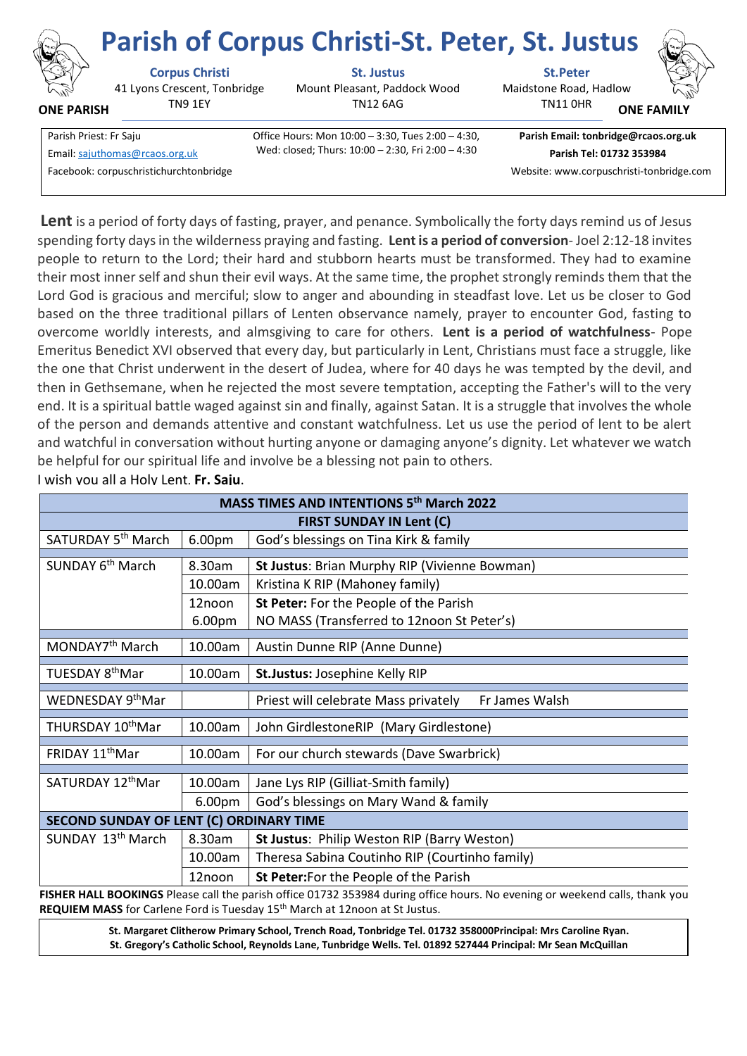# Parish of Corpus Christi-St. Peter, St. Justus

**ONE PARISH** **ONE FAMILY**

**Corpus Christi**
41 Lyons Crescent, Tonbridge
TN9 1EY

**St. Justus**
Mount Pleasant, Paddock Wood
TN12 6AG

**St.Peter**
Maidstone Road, Hadlow
TN11 0HR

Parish Priest: Fr Saju
Email: sajuthomas@rcaos.org.uk
Facebook: corpuschristichurchtonbridge

Office Hours: Mon 10:00 – 3:30, Tues 2:00 – 4:30, Wed: closed; Thurs: 10:00 – 2:30, Fri 2:00 – 4:30

**Parish Email: tonbridge@rcaos.org.uk**
**Parish Tel: 01732 353984**
Website: www.corpuschristi-tonbridge.com

**Lent** is a period of forty days of fasting, prayer, and penance. Symbolically the forty days remind us of Jesus spending forty days in the wilderness praying and fasting. **Lent is a period of conversion**- Joel 2:12-18 invites people to return to the Lord; their hard and stubborn hearts must be transformed. They had to examine their most inner self and shun their evil ways. At the same time, the prophet strongly reminds them that the Lord God is gracious and merciful; slow to anger and abounding in steadfast love. Let us be closer to God based on the three traditional pillars of Lenten observance namely, prayer to encounter God, fasting to overcome worldly interests, and almsgiving to care for others. **Lent is a period of watchfulness**- Pope Emeritus Benedict XVI observed that every day, but particularly in Lent, Christians must face a struggle, like the one that Christ underwent in the desert of Judea, where for 40 days he was tempted by the devil, and then in Gethsemane, when he rejected the most severe temptation, accepting the Father's will to the very end. It is a spiritual battle waged against sin and finally, against Satan. It is a struggle that involves the whole of the person and demands attentive and constant watchfulness. Let us use the period of lent to be alert and watchful in conversation without hurting anyone or damaging anyone's dignity. Let whatever we watch be helpful for our spiritual life and involve be a blessing not pain to others.
I wish you all a Holy Lent. **Fr. Saju**.

| **MASS TIMES AND INTENTIONS 5th March 2022** | | |
|---|---|---|
| **FIRST SUNDAY IN Lent (C)** | | |
| SATURDAY 5th March | 6.00pm | God's blessings on Tina Kirk & family |
| SUNDAY 6th March | 8.30am | **St Justus**: Brian Murphy RIP (Vivienne Bowman) |
| | 10.00am | Kristina K RIP (Mahoney family) |
| | 12noon | **St Peter:** For the People of the Parish |
| | 6.00pm | NO MASS (Transferred to 12noon St Peter's) |
| MONDAY7th March | 10.00am | Austin Dunne RIP (Anne Dunne) |
| TUESDAY 8thMar | 10.00am | **St.Justus:** Josephine Kelly RIP |
| WEDNESDAY 9thMar | | Priest will celebrate Mass privately Fr James Walsh |
| THURSDAY 10thMar | 10.00am | John GirdlestoneRIP (Mary Girdlestone) |
| FRIDAY 11thMar | 10.00am | For our church stewards (Dave Swarbrick) |
| SATURDAY 12thMar | 10.00am | Jane Lys RIP (Gilliat-Smith family) |
| | 6.00pm | God's blessings on Mary Wand & family |
| **SECOND SUNDAY OF LENT (C) ORDINARY TIME** | | |
| SUNDAY 13th March | 8.30am | **St Justus**: Philip Weston RIP (Barry Weston) |
| | 10.00am | Theresa Sabina Coutinho RIP (Courtinho family) |
| | 12noon | **St Peter:**For the People of the Parish |

**FISHER HALL BOOKINGS** Please call the parish office 01732 353984 during office hours. No evening or weekend calls, thank you
**REQUIEM MASS** for Carlene Ford is Tuesday 15th March at 12noon at St Justus.

**St. Margaret Clitherow Primary School, Trench Road, Tonbridge Tel. 01732 358000Principal: Mrs Caroline Ryan.**
**St. Gregory's Catholic School, Reynolds Lane, Tunbridge Wells. Tel. 01892 527444 Principal: Mr Sean McQuillan**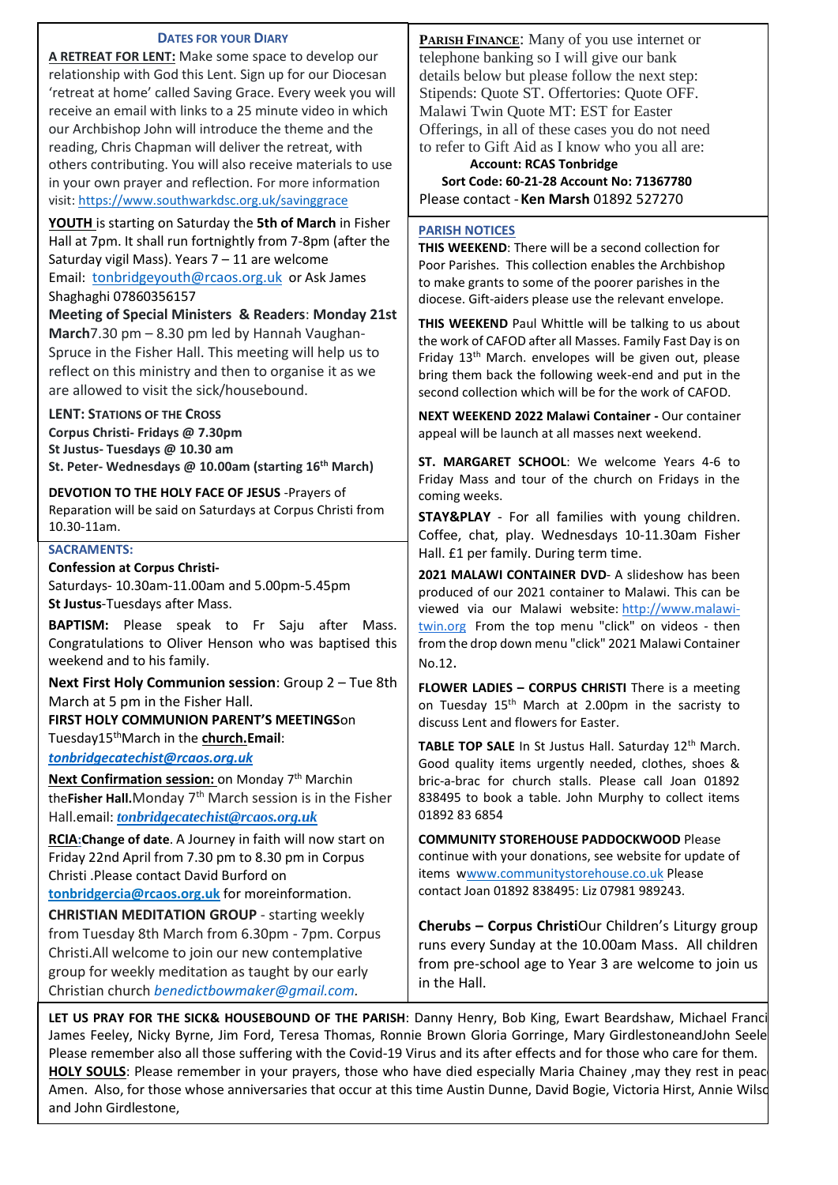## Dates for your Diary

**A RETREAT FOR LENT:** Make some space to develop our relationship with God this Lent. Sign up for our Diocesan 'retreat at home' called Saving Grace. Every week you will receive an email with links to a 25 minute video in which our Archbishop John will introduce the theme and the reading, Chris Chapman will deliver the retreat, with others contributing. You will also receive materials to use in your own prayer and reflection. For more information visit: https://www.southwarkdsc.org.uk/savinggrace

**YOUTH** is starting on Saturday the **5th of March** in Fisher Hall at 7pm. It shall run fortnightly from 7-8pm (after the Saturday vigil Mass). Years 7 – 11 are welcome
Email: tonbridgeyouth@rcaos.org.uk or Ask James Shaghaghi 07860356157

**Meeting of Special Ministers & Readers**: **Monday 21st March**7.30 pm – 8.30 pm led by Hannah Vaughan-Spruce in the Fisher Hall. This meeting will help us to reflect on this ministry and then to organise it as we are allowed to visit the sick/housebound.

**LENT: STATIONS OF THE CROSS**
**Corpus Christi- Fridays @ 7.30pm**
**St Justus- Tuesdays @ 10.30 am**
**St. Peter- Wednesdays @ 10.00am (starting 16th March)**

**DEVOTION TO THE HOLY FACE OF JESUS** -Prayers of Reparation will be said on Saturdays at Corpus Christi from 10.30-11am.

## SACRAMENTS:

**Confession at Corpus Christi-**
Saturdays- 10.30am-11.00am and 5.00pm-5.45pm
**St Justus**-Tuesdays after Mass.

**BAPTISM:** Please speak to Fr Saju after Mass. Congratulations to Oliver Henson who was baptised this weekend and to his family.

**Next First Holy Communion session**: Group 2 – Tue 8th March at 5 pm in the Fisher Hall.
**FIRST HOLY COMMUNION PARENT'S MEETINGS**on Tuesday15thMarch in the **church.Email**: ***tonbridgecatechist@rcaos.org.uk***

**Next Confirmation session:** on Monday 7th Marchin the**Fisher Hall.**Monday 7th March session is in the Fisher Hall.email: ***tonbridgecatechist@rcaos.org.uk***

**RCIA**:**Change of date**. A Journey in faith will now start on Friday 22nd April from 7.30 pm to 8.30 pm in Corpus Christi .Please contact David Burford on **tonbridgercia@rcaos.org.uk** for moreinformation.

**CHRISTIAN MEDITATION GROUP** - starting weekly from Tuesday 8th March from 6.30pm - 7pm. Corpus Christi.All welcome to join our new contemplative group for weekly meditation as taught by our early Christian church *benedictbowmaker@gmail.com.*

**PARISH FINANCE**: Many of you use internet or telephone banking so I will give our bank details below but please follow the next step: Stipends: Quote ST. Offertories: Quote OFF. Malawi Twin Quote MT: EST for Easter Offerings, in all of these cases you do not need to refer to Gift Aid as I know who you all are:
**Account: RCAS Tonbridge**
**Sort Code: 60-21-28 Account No: 71367780**
Please contact -**Ken Marsh** 01892 527270

## PARISH NOTICES

**THIS WEEKEND**: There will be a second collection for Poor Parishes. This collection enables the Archbishop to make grants to some of the poorer parishes in the diocese. Gift-aiders please use the relevant envelope.

**THIS WEEKEND** Paul Whittle will be talking to us about the work of CAFOD after all Masses. Family Fast Day is on Friday 13th March. envelopes will be given out, please bring them back the following week-end and put in the second collection which will be for the work of CAFOD.

**NEXT WEEKEND 2022 Malawi Container -** Our container appeal will be launch at all masses next weekend.

**ST. MARGARET SCHOOL**: We welcome Years 4-6 to Friday Mass and tour of the church on Fridays in the coming weeks.

**STAY&PLAY** - For all families with young children. Coffee, chat, play. Wednesdays 10-11.30am Fisher Hall. £1 per family. During term time.

**2021 MALAWI CONTAINER DVD**- A slideshow has been produced of our 2021 container to Malawi. This can be viewed via our Malawi website: http://www.malawi-twin.org From the top menu "click" on videos - then from the drop down menu "click" 2021 Malawi Container No.12.

**FLOWER LADIES – CORPUS CHRISTI** There is a meeting on Tuesday 15th March at 2.00pm in the sacristy to discuss Lent and flowers for Easter.

**TABLE TOP SALE** In St Justus Hall. Saturday 12th March. Good quality items urgently needed, clothes, shoes & bric-a-brac for church stalls. Please call Joan 01892 838495 to book a table. John Murphy to collect items 01892 83 6854

**COMMUNITY STOREHOUSE PADDOCKWOOD** Please continue with your donations, see website for update of items wwww.communitystorehouse.co.uk Please contact Joan 01892 838495: Liz 07981 989243.

**Cherubs – Corpus Christi**Our Children's Liturgy group runs every Sunday at the 10.00am Mass. All children from pre-school age to Year 3 are welcome to join us in the Hall.

**LET US PRAY FOR THE SICK& HOUSEBOUND OF THE PARISH**: Danny Henry, Bob King, Ewart Beardshaw, Michael Franci James Feeley, Nicky Byrne, Jim Ford, Teresa Thomas, Ronnie Brown Gloria Gorringe, Mary GirdlestoneandJohn Seele Please remember also all those suffering with the Covid-19 Virus and its after effects and for those who care for them.
**HOLY SOULS**: Please remember in your prayers, those who have died especially Maria Chainey ,may they rest in peac Amen. Also, for those whose anniversaries that occur at this time Austin Dunne, David Bogie, Victoria Hirst, Annie Wilso and John Girdlestone,